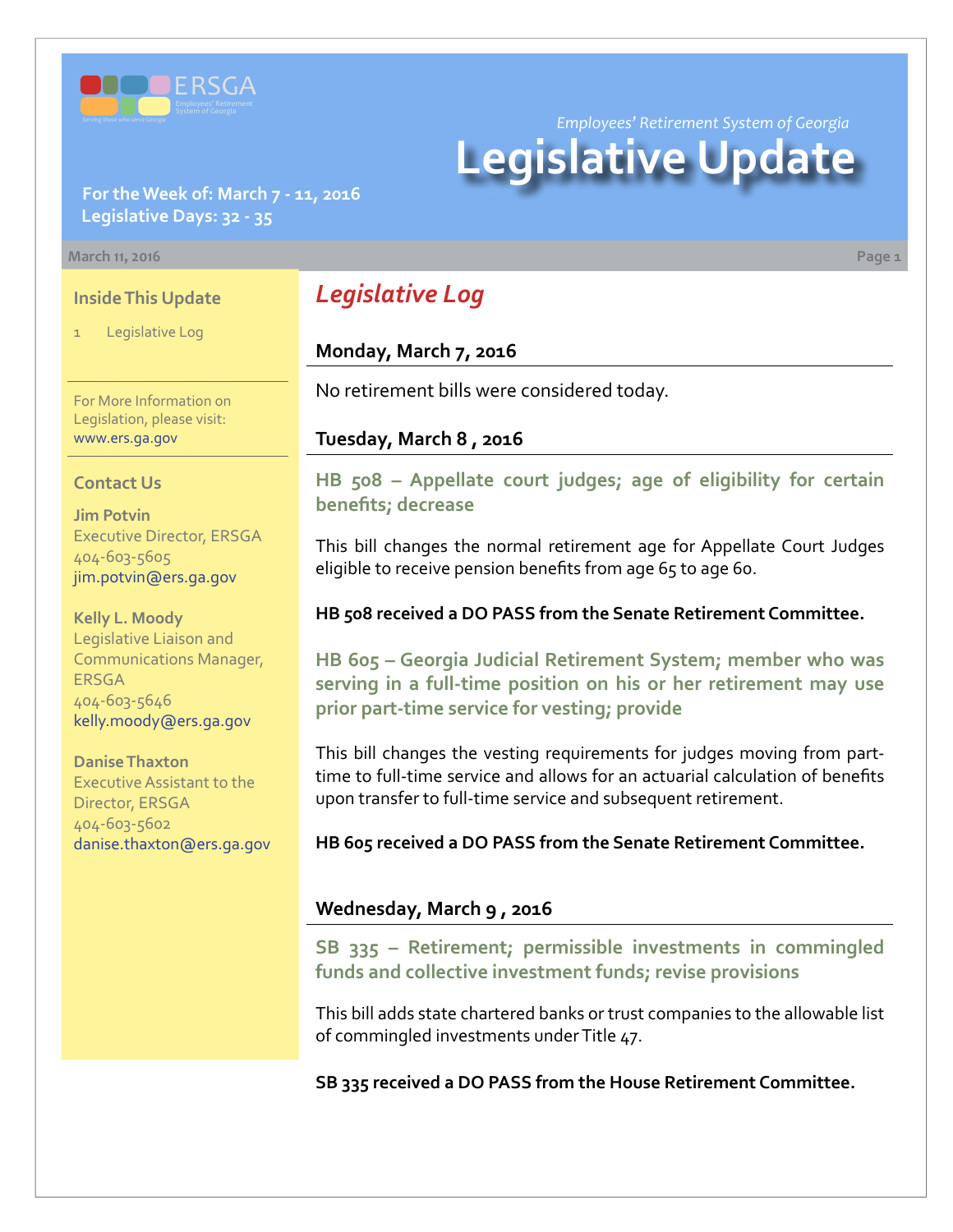Employees' Retirement System of Georgia

# Legislative Update

**For the Week of: March 7 - 11, 2016**
**Legislative Days: 32 - 35**

March 11, 2016

### Inside This Update

1 Legislative Log

For More Information on Legislation, please visit: www.ers.ga.gov

### Contact Us

**Jim Potvin**
Executive Director, ERSGA
404-603-5605
jim.potvin@ers.ga.gov

**Kelly L. Moody**
Legislative Liaison and Communications Manager, ERSGA
404-603-5646
kelly.moody@ers.ga.gov

**Danise Thaxton**
Executive Assistant to the Director, ERSGA
404-603-5602
danise.thaxton@ers.ga.gov

## *Legislative Log*

### Monday, March 7, 2016

No retirement bills were considered today.

### Tuesday, March 8 , 2016

#### HB 508 – Appellate court judges; age of eligibility for certain benefits; decrease

This bill changes the normal retirement age for Appellate Court Judges eligible to receive pension benefits from age 65 to age 60.

**HB 508 received a DO PASS from the Senate Retirement Committee.**

#### HB 605 – Georgia Judicial Retirement System; member who was serving in a full-time position on his or her retirement may use prior part-time service for vesting; provide

This bill changes the vesting requirements for judges moving from part-time to full-time service and allows for an actuarial calculation of benefits upon transfer to full-time service and subsequent retirement.

**HB 605 received a DO PASS from the Senate Retirement Committee.**

### Wednesday, March 9 , 2016

#### SB 335 – Retirement; permissible investments in commingled funds and collective investment funds; revise provisions

This bill adds state chartered banks or trust companies to the allowable list of commingled investments under Title 47.

**SB 335 received a DO PASS from the House Retirement Committee.**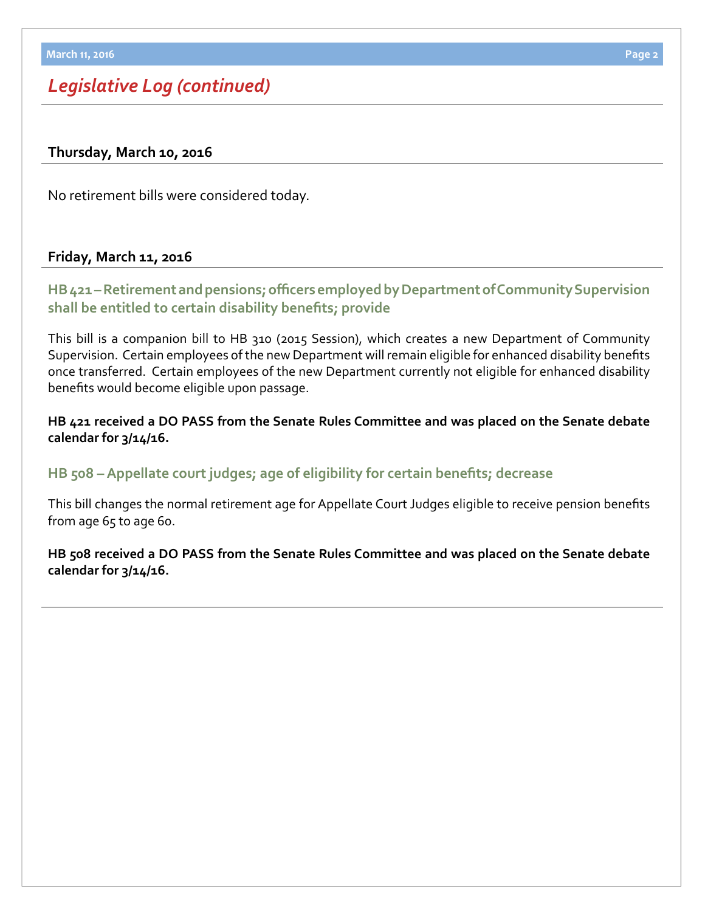# *Legislative Log (continued)*

## Thursday, March 10, 2016

No retirement bills were considered today.

## Friday, March 11, 2016

### HB 421 – Retirement and pensions; officers employed by Department of Community Supervision shall be entitled to certain disability benefits; provide

This bill is a companion bill to HB 310 (2015 Session), which creates a new Department of Community Supervision. Certain employees of the new Department will remain eligible for enhanced disability benefits once transferred. Certain employees of the new Department currently not eligible for enhanced disability benefits would become eligible upon passage.

**HB 421 received a DO PASS from the Senate Rules Committee and was placed on the Senate debate calendar for 3/14/16.**

### HB 508 – Appellate court judges; age of eligibility for certain benefits; decrease

This bill changes the normal retirement age for Appellate Court Judges eligible to receive pension benefits from age 65 to age 60.

**HB 508 received a DO PASS from the Senate Rules Committee and was placed on the Senate debate calendar for 3/14/16.**